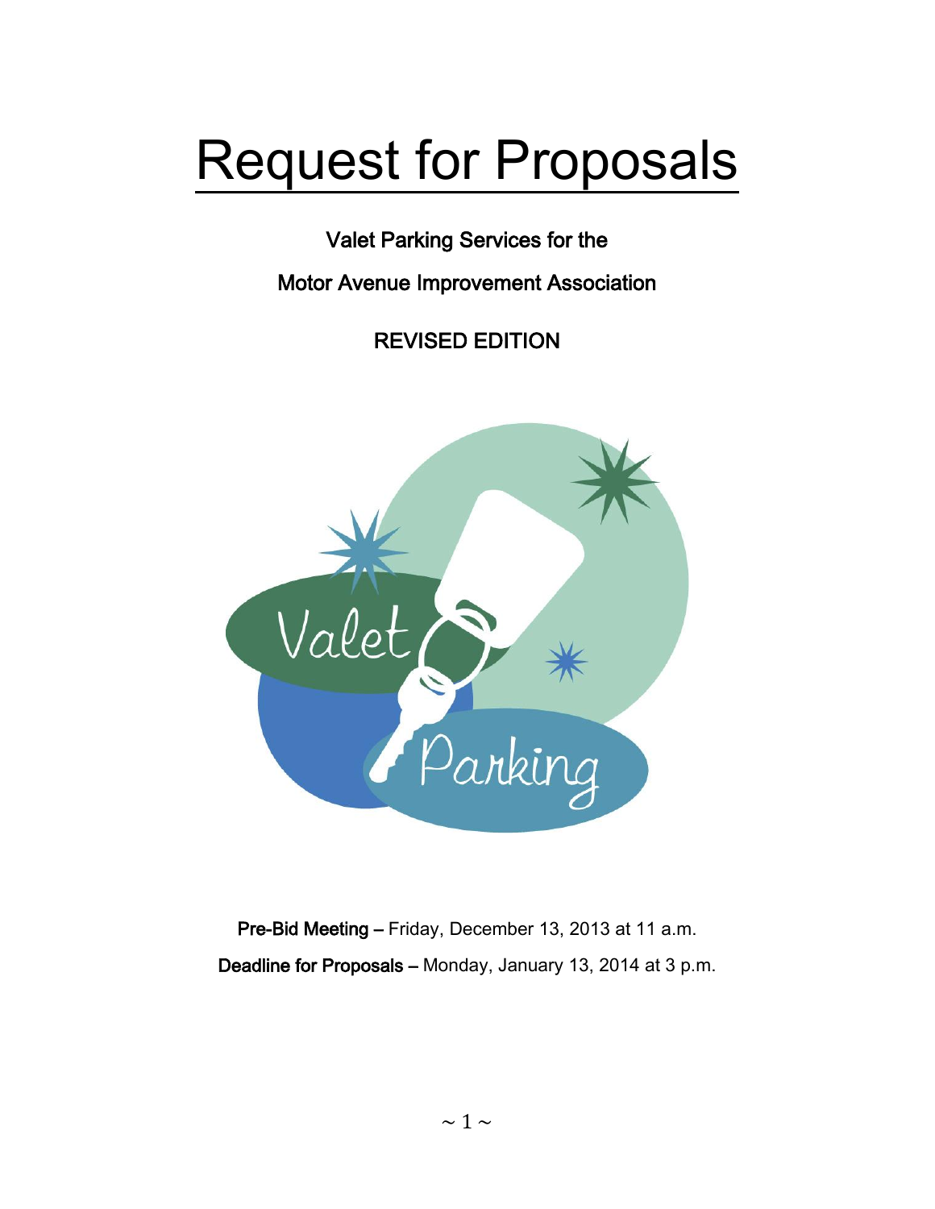# Request for Proposals

Valet Parking Services for the

Motor Avenue Improvement Association

REVISED EDITION

**Pre-Bid Meeting –** Friday, December 13, 2013 at 11 a.m.

**Deadline for Proposals –** Monday, January 13, 2014 at 3 p.m.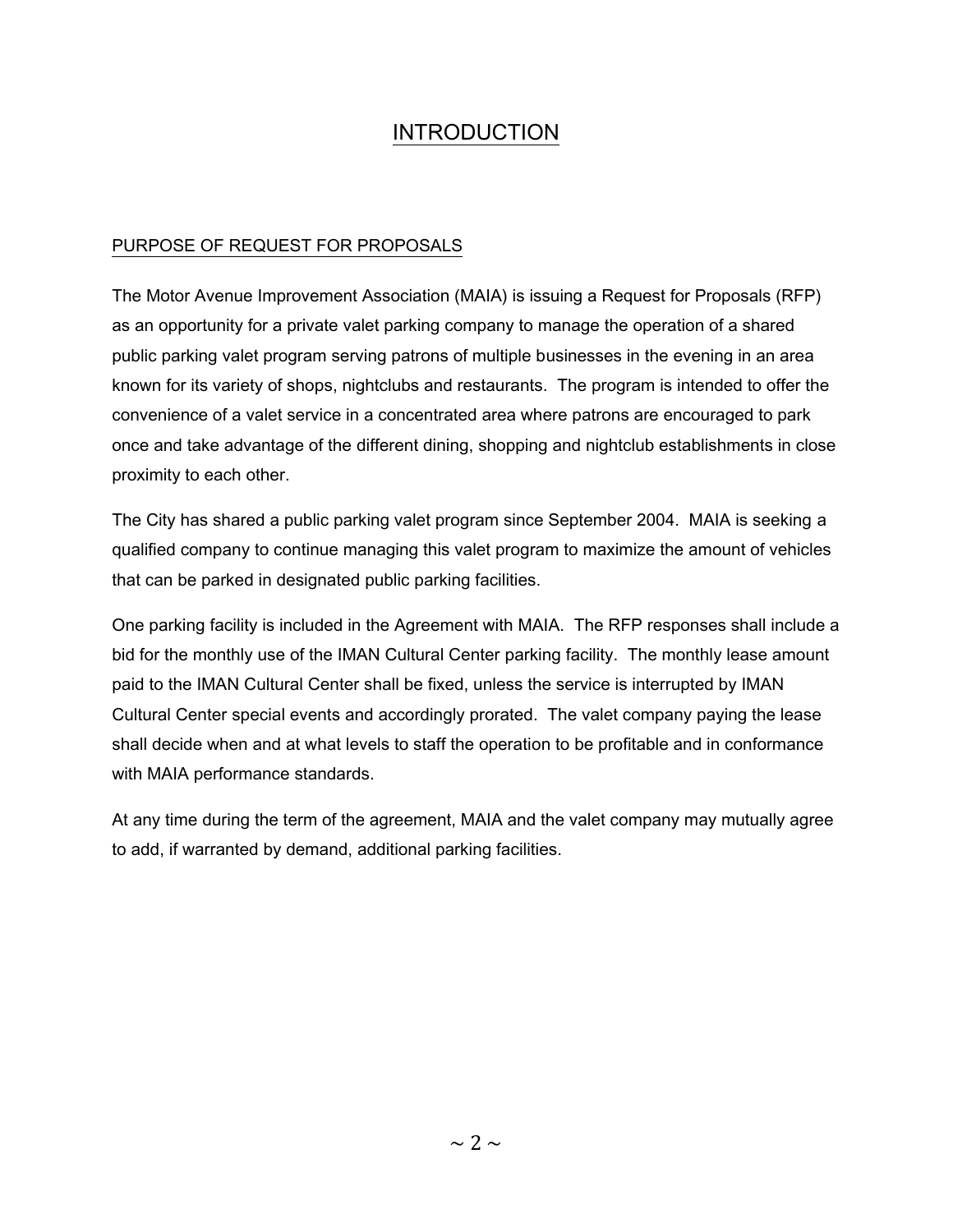# INTRODUCTION

## PURPOSE OF REQUEST FOR PROPOSALS

The Motor Avenue Improvement Association (MAIA) is issuing a Request for Proposals (RFP) as an opportunity for a private valet parking company to manage the operation of a shared public parking valet program serving patrons of multiple businesses in the evening in an area known for its variety of shops, nightclubs and restaurants. The program is intended to offer the convenience of a valet service in a concentrated area where patrons are encouraged to park once and take advantage of the different dining, shopping and nightclub establishments in close proximity to each other.

The City has shared a public parking valet program since September 2004. MAIA is seeking a qualified company to continue managing this valet program to maximize the amount of vehicles that can be parked in designated public parking facilities.

One parking facility is included in the Agreement with MAIA. The RFP responses shall include a bid for the monthly use of the IMAN Cultural Center parking facility. The monthly lease amount paid to the IMAN Cultural Center shall be fixed, unless the service is interrupted by IMAN Cultural Center special events and accordingly prorated. The valet company paying the lease shall decide when and at what levels to staff the operation to be profitable and in conformance with MAIA performance standards.

At any time during the term of the agreement, MAIA and the valet company may mutually agree to add, if warranted by demand, additional parking facilities.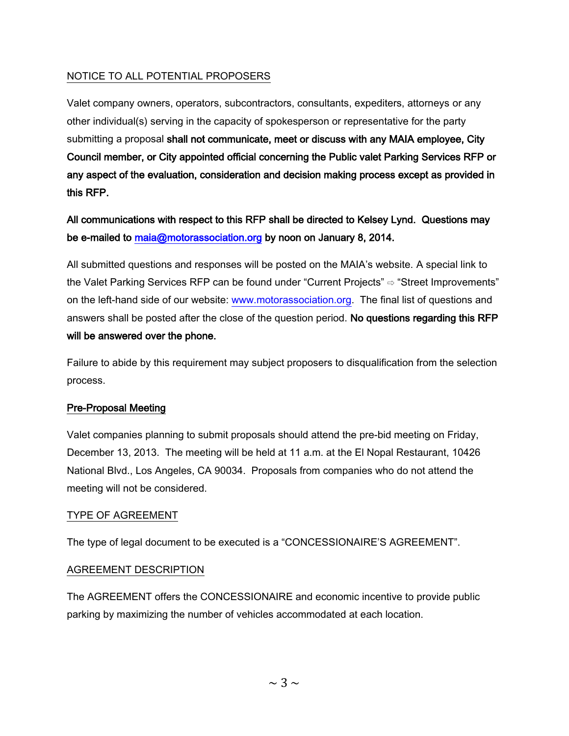NOTICE TO ALL POTENTIAL PROPOSERS

Valet company owners, operators, subcontractors, consultants, expediters, attorneys or any other individual(s) serving in the capacity of spokesperson or representative for the party submitting a proposal **shall not communicate, meet or discuss with any MAIA employee, City Council member, or City appointed official concerning the Public valet Parking Services RFP or any aspect of the evaluation, consideration and decision making process except as provided in this RFP.**

**All communications with respect to this RFP shall be directed to Kelsey Lynd. Questions may be e-mailed to maia@motorassociation.org by noon on January 8, 2014.**

All submitted questions and responses will be posted on the MAIA's website. A special link to the Valet Parking Services RFP can be found under "Current Projects" ⇨ "Street Improvements" on the left-hand side of our website: www.motorassociation.org. The final list of questions and answers shall be posted after the close of the question period. **No questions regarding this RFP will be answered over the phone.**

Failure to abide by this requirement may subject proposers to disqualification from the selection process.

**Pre-Proposal Meeting**

Valet companies planning to submit proposals should attend the pre-bid meeting on Friday, December 13, 2013. The meeting will be held at 11 a.m. at the El Nopal Restaurant, 10426 National Blvd., Los Angeles, CA 90034. Proposals from companies who do not attend the meeting will not be considered.

TYPE OF AGREEMENT

The type of legal document to be executed is a "CONCESSIONAIRE'S AGREEMENT".

AGREEMENT DESCRIPTION

The AGREEMENT offers the CONCESSIONAIRE and economic incentive to provide public parking by maximizing the number of vehicles accommodated at each location.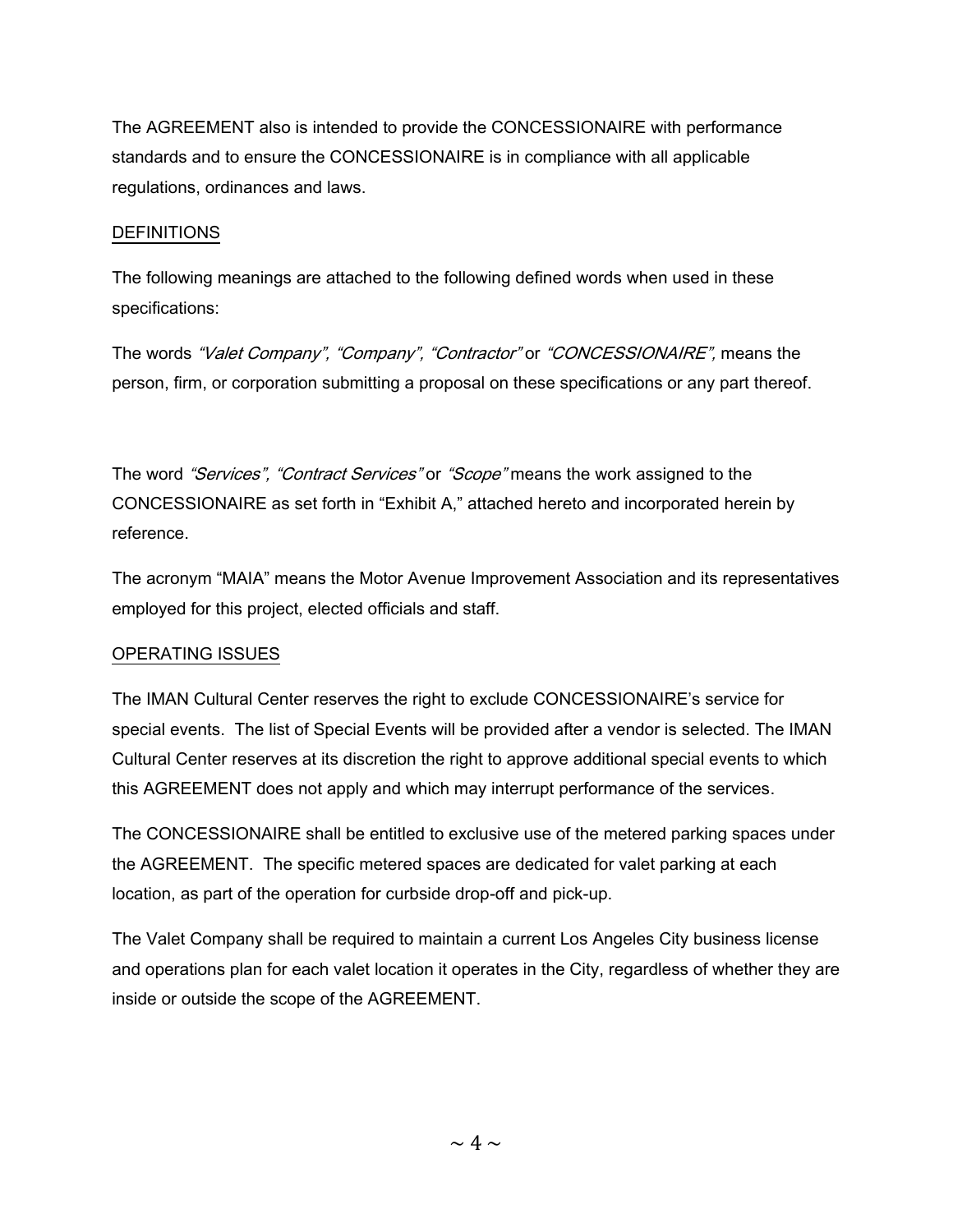The AGREEMENT also is intended to provide the CONCESSIONAIRE with performance standards and to ensure the CONCESSIONAIRE is in compliance with all applicable regulations, ordinances and laws.

## DEFINITIONS

The following meanings are attached to the following defined words when used in these specifications:

The words *"Valet Company", "Company", "Contractor"* or *"CONCESSIONAIRE",* means the person, firm, or corporation submitting a proposal on these specifications or any part thereof.

The word *"Services", "Contract Services"* or *"Scope"* means the work assigned to the CONCESSIONAIRE as set forth in "Exhibit A," attached hereto and incorporated herein by reference.

The acronym "MAIA" means the Motor Avenue Improvement Association and its representatives employed for this project, elected officials and staff.

## OPERATING ISSUES

The IMAN Cultural Center reserves the right to exclude CONCESSIONAIRE's service for special events. The list of Special Events will be provided after a vendor is selected. The IMAN Cultural Center reserves at its discretion the right to approve additional special events to which this AGREEMENT does not apply and which may interrupt performance of the services.

The CONCESSIONAIRE shall be entitled to exclusive use of the metered parking spaces under the AGREEMENT. The specific metered spaces are dedicated for valet parking at each location, as part of the operation for curbside drop-off and pick-up.

The Valet Company shall be required to maintain a current Los Angeles City business license and operations plan for each valet location it operates in the City, regardless of whether they are inside or outside the scope of the AGREEMENT.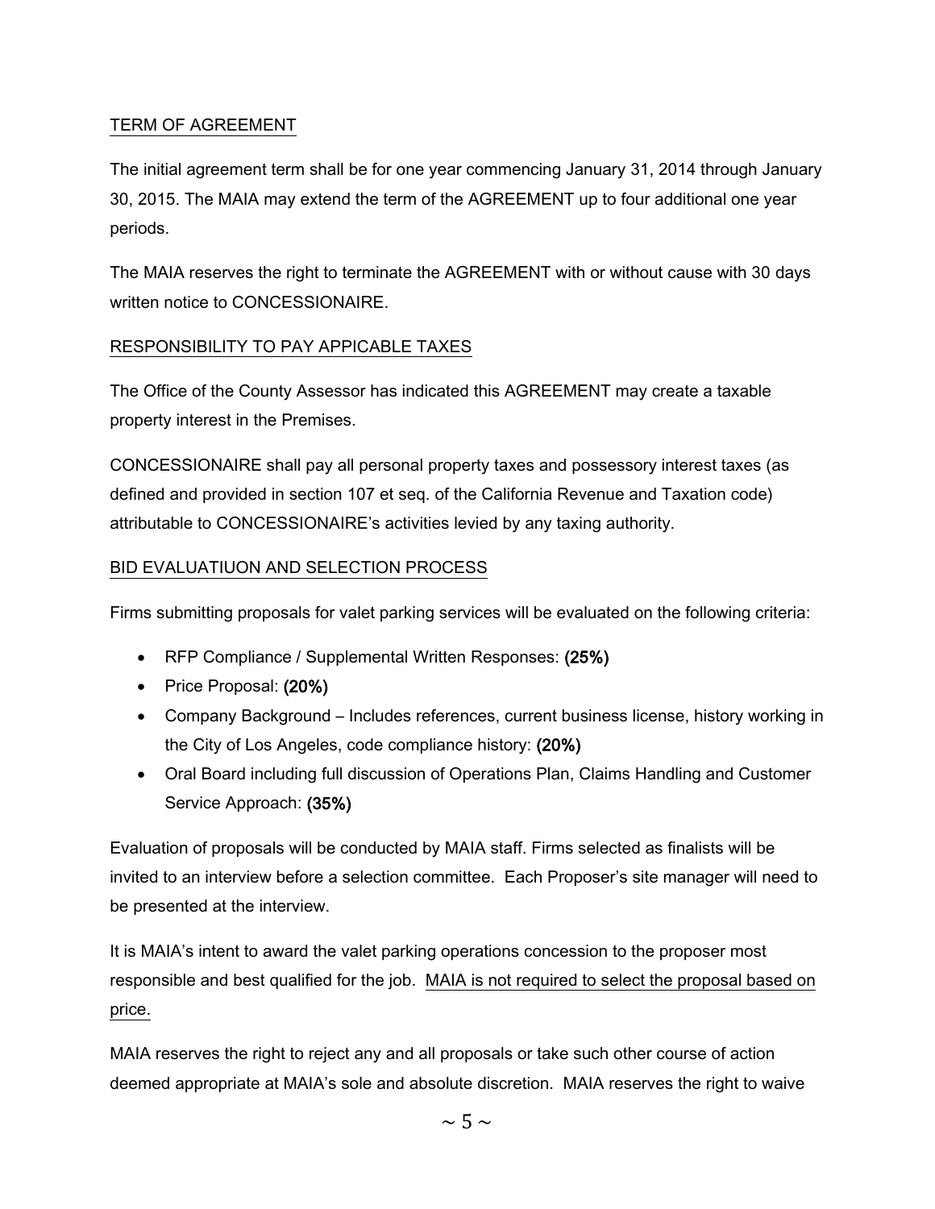<u>TERM OF AGREEMENT</u>

The initial agreement term shall be for one year commencing January 31, 2014 through January 30, 2015. The MAIA may extend the term of the AGREEMENT up to four additional one year periods.

The MAIA reserves the right to terminate the AGREEMENT with or without cause with 30 days written notice to CONCESSIONAIRE.

<u>RESPONSIBILITY TO PAY APPICABLE TAXES</u>

The Office of the County Assessor has indicated this AGREEMENT may create a taxable property interest in the Premises.

CONCESSIONAIRE shall pay all personal property taxes and possessory interest taxes (as defined and provided in section 107 et seq. of the California Revenue and Taxation code) attributable to CONCESSIONAIRE's activities levied by any taxing authority.

<u>BID EVALUATIUON AND SELECTION PROCESS</u>

Firms submitting proposals for valet parking services will be evaluated on the following criteria:

- RFP Compliance / Supplemental Written Responses: **(25%)**
- Price Proposal: **(20%)**
- Company Background – Includes references, current business license, history working in the City of Los Angeles, code compliance history: **(20%)**
- Oral Board including full discussion of Operations Plan, Claims Handling and Customer Service Approach: **(35%)**

Evaluation of proposals will be conducted by MAIA staff. Firms selected as finalists will be invited to an interview before a selection committee. Each Proposer's site manager will need to be presented at the interview.

It is MAIA's intent to award the valet parking operations concession to the proposer most responsible and best qualified for the job. <u>MAIA is not required to select the proposal based on price.</u>

MAIA reserves the right to reject any and all proposals or take such other course of action deemed appropriate at MAIA's sole and absolute discretion. MAIA reserves the right to waive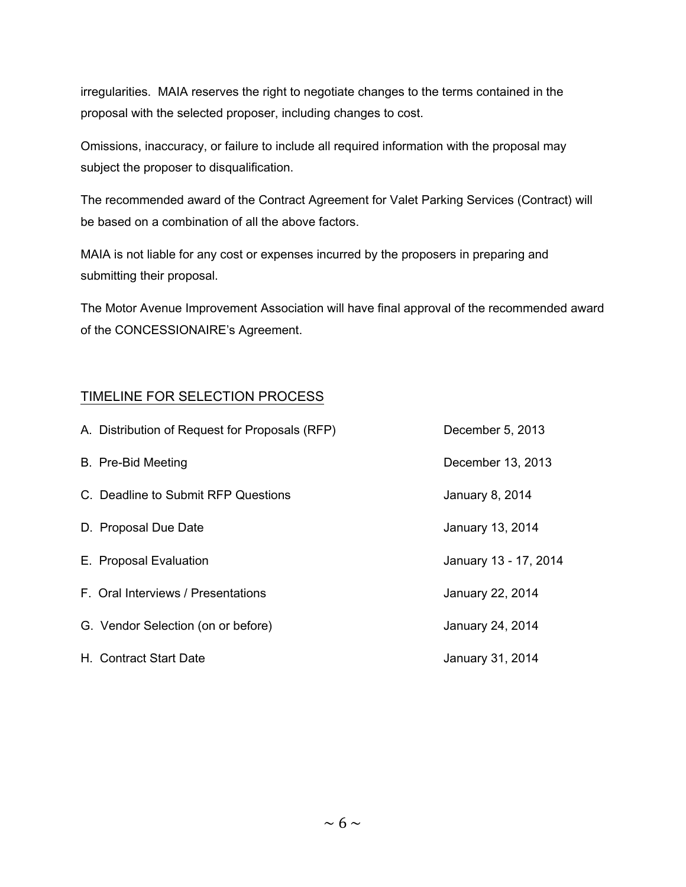irregularities. MAIA reserves the right to negotiate changes to the terms contained in the proposal with the selected proposer, including changes to cost.

Omissions, inaccuracy, or failure to include all required information with the proposal may subject the proposer to disqualification.

The recommended award of the Contract Agreement for Valet Parking Services (Contract) will be based on a combination of all the above factors.

MAIA is not liable for any cost or expenses incurred by the proposers in preparing and submitting their proposal.

The Motor Avenue Improvement Association will have final approval of the recommended award of the CONCESSIONAIRE's Agreement.

## TIMELINE FOR SELECTION PROCESS

| | |
|---|---|
| A. Distribution of Request for Proposals (RFP) | December 5, 2013 |
| B. Pre-Bid Meeting | December 13, 2013 |
| C. Deadline to Submit RFP Questions | January 8, 2014 |
| D. Proposal Due Date | January 13, 2014 |
| E. Proposal Evaluation | January 13 - 17, 2014 |
| F. Oral Interviews / Presentations | January 22, 2014 |
| G. Vendor Selection (on or before) | January 24, 2014 |
| H. Contract Start Date | January 31, 2014 |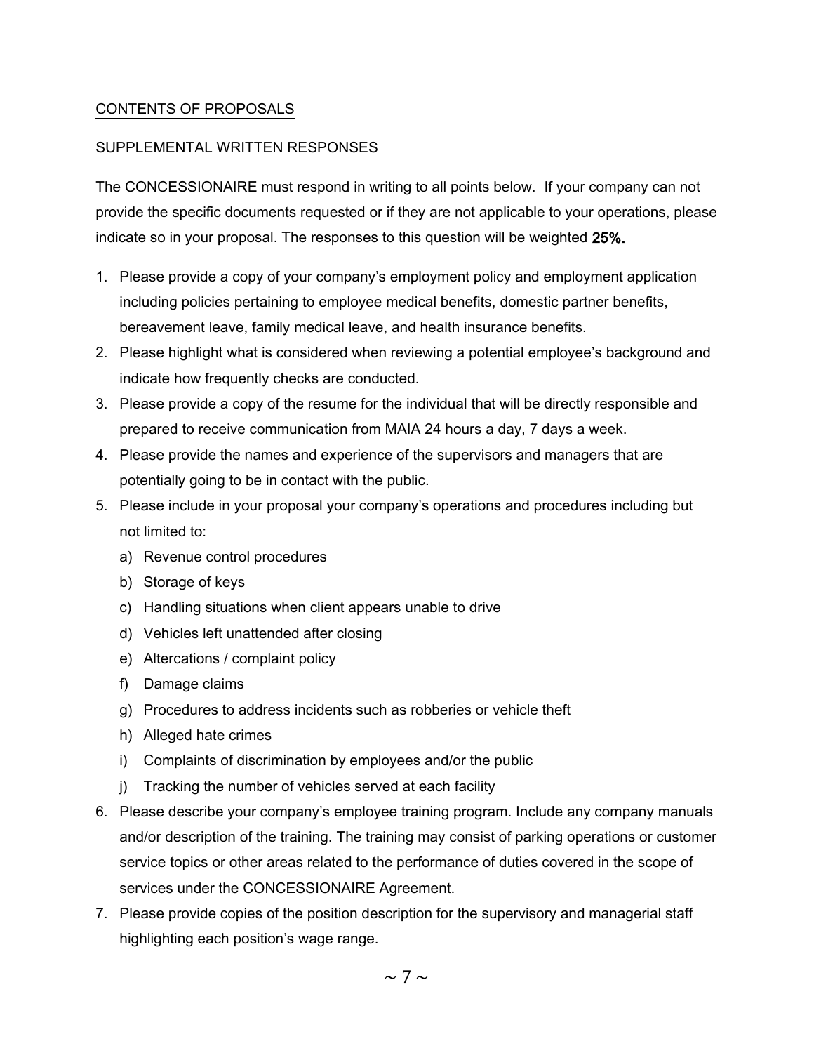## CONTENTS OF PROPOSALS

## SUPPLEMENTAL WRITTEN RESPONSES

The CONCESSIONAIRE must respond in writing to all points below. If your company can not provide the specific documents requested or if they are not applicable to your operations, please indicate so in your proposal. The responses to this question will be weighted **25%.**

1. Please provide a copy of your company's employment policy and employment application including policies pertaining to employee medical benefits, domestic partner benefits, bereavement leave, family medical leave, and health insurance benefits.
2. Please highlight what is considered when reviewing a potential employee's background and indicate how frequently checks are conducted.
3. Please provide a copy of the resume for the individual that will be directly responsible and prepared to receive communication from MAIA 24 hours a day, 7 days a week.
4. Please provide the names and experience of the supervisors and managers that are potentially going to be in contact with the public.
5. Please include in your proposal your company's operations and procedures including but not limited to:
   a) Revenue control procedures
   b) Storage of keys
   c) Handling situations when client appears unable to drive
   d) Vehicles left unattended after closing
   e) Altercations / complaint policy
   f) Damage claims
   g) Procedures to address incidents such as robberies or vehicle theft
   h) Alleged hate crimes
   i) Complaints of discrimination by employees and/or the public
   j) Tracking the number of vehicles served at each facility
6. Please describe your company's employee training program. Include any company manuals and/or description of the training. The training may consist of parking operations or customer service topics or other areas related to the performance of duties covered in the scope of services under the CONCESSIONAIRE Agreement.
7. Please provide copies of the position description for the supervisory and managerial staff highlighting each position's wage range.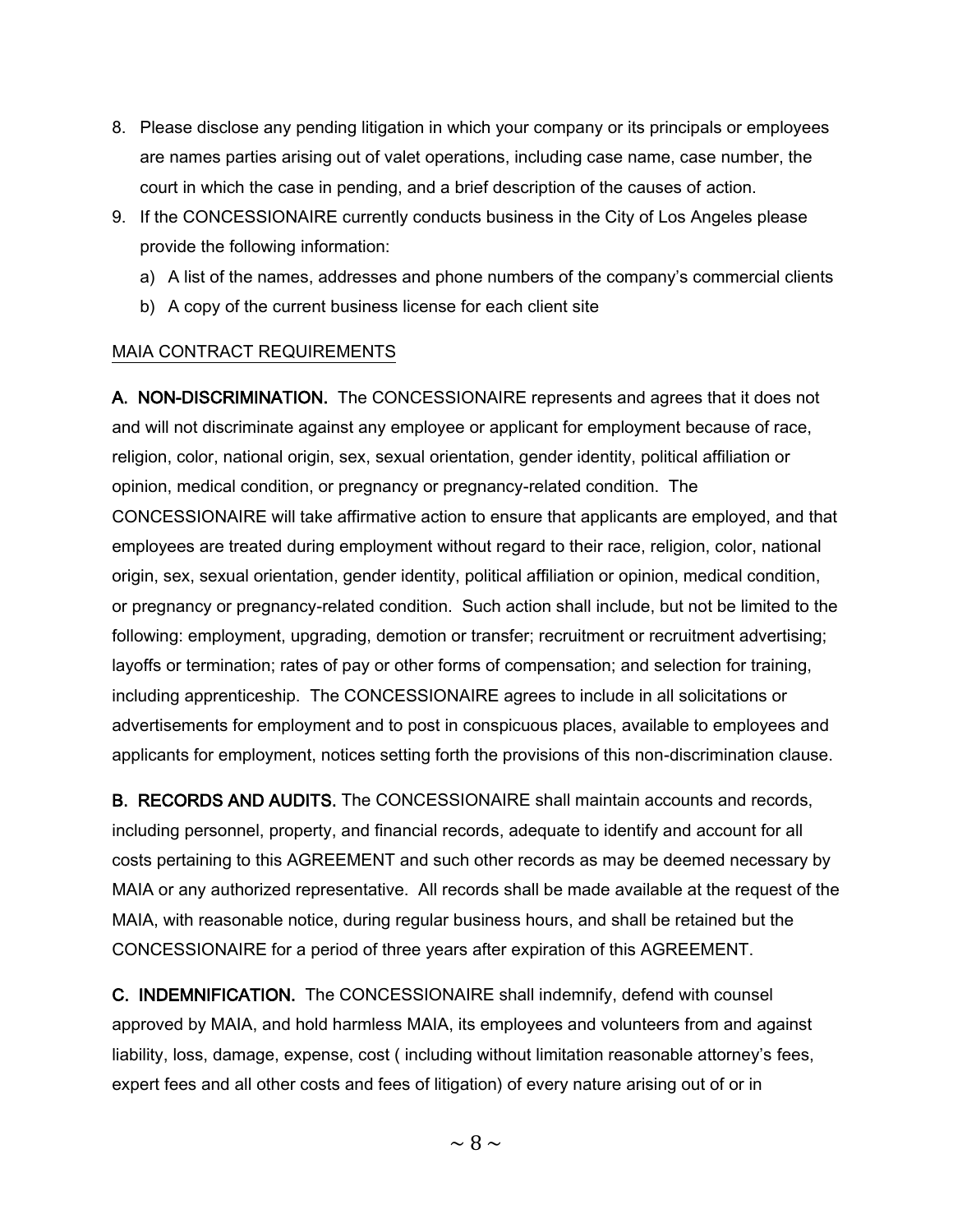8. Please disclose any pending litigation in which your company or its principals or employees are names parties arising out of valet operations, including case name, case number, the court in which the case in pending, and a brief description of the causes of action.
9. If the CONCESSIONAIRE currently conducts business in the City of Los Angeles please provide the following information:
   a) A list of the names, addresses and phone numbers of the company's commercial clients
   b) A copy of the current business license for each client site

MAIA CONTRACT REQUIREMENTS

**A. NON-DISCRIMINATION.** The CONCESSIONAIRE represents and agrees that it does not and will not discriminate against any employee or applicant for employment because of race, religion, color, national origin, sex, sexual orientation, gender identity, political affiliation or opinion, medical condition, or pregnancy or pregnancy-related condition. The CONCESSIONAIRE will take affirmative action to ensure that applicants are employed, and that employees are treated during employment without regard to their race, religion, color, national origin, sex, sexual orientation, gender identity, political affiliation or opinion, medical condition, or pregnancy or pregnancy-related condition. Such action shall include, but not be limited to the following: employment, upgrading, demotion or transfer; recruitment or recruitment advertising; layoffs or termination; rates of pay or other forms of compensation; and selection for training, including apprenticeship. The CONCESSIONAIRE agrees to include in all solicitations or advertisements for employment and to post in conspicuous places, available to employees and applicants for employment, notices setting forth the provisions of this non-discrimination clause.

**B. RECORDS AND AUDITS.** The CONCESSIONAIRE shall maintain accounts and records, including personnel, property, and financial records, adequate to identify and account for all costs pertaining to this AGREEMENT and such other records as may be deemed necessary by MAIA or any authorized representative. All records shall be made available at the request of the MAIA, with reasonable notice, during regular business hours, and shall be retained but the CONCESSIONAIRE for a period of three years after expiration of this AGREEMENT.

**C. INDEMNIFICATION.** The CONCESSIONAIRE shall indemnify, defend with counsel approved by MAIA, and hold harmless MAIA, its employees and volunteers from and against liability, loss, damage, expense, cost ( including without limitation reasonable attorney's fees, expert fees and all other costs and fees of litigation) of every nature arising out of or in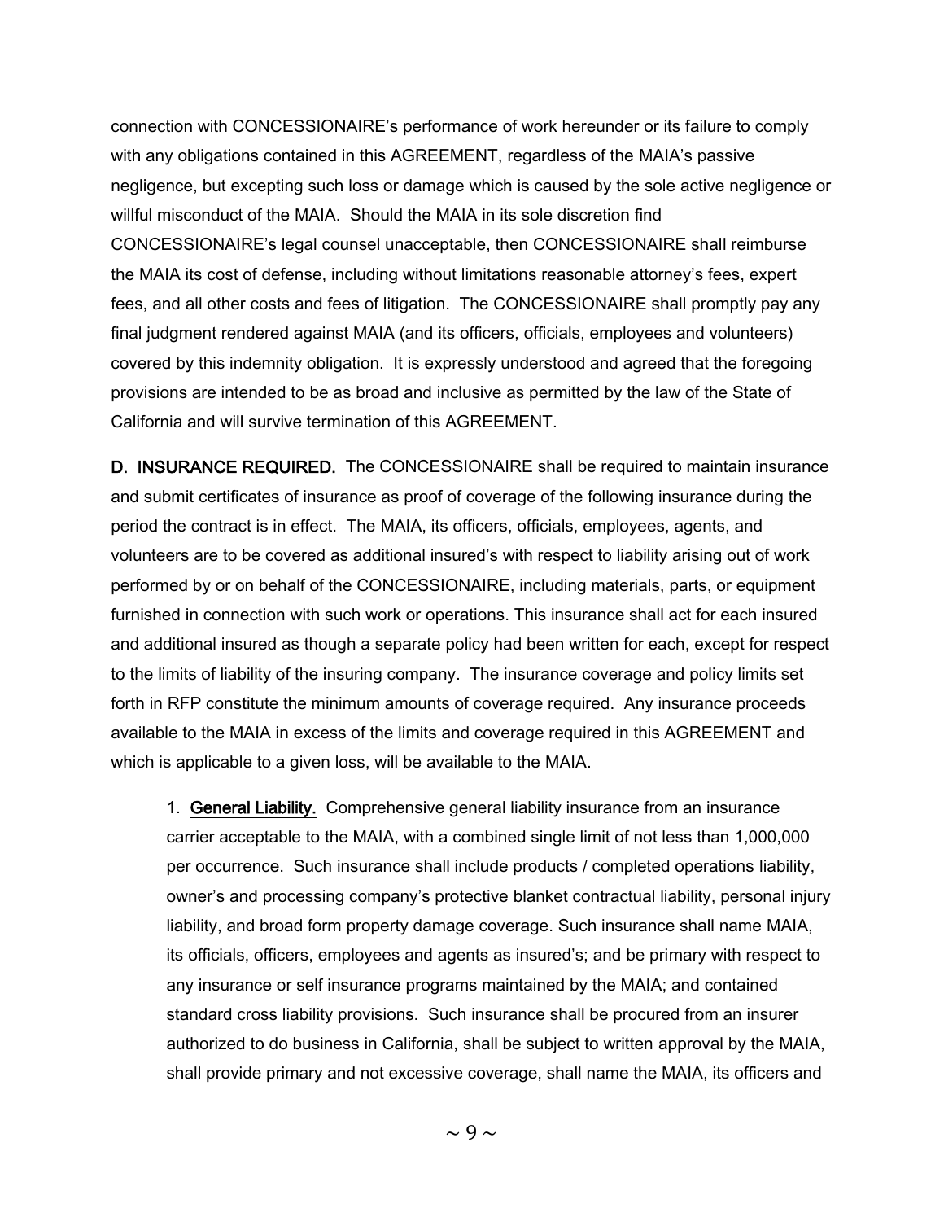connection with CONCESSIONAIRE's performance of work hereunder or its failure to comply with any obligations contained in this AGREEMENT, regardless of the MAIA's passive negligence, but excepting such loss or damage which is caused by the sole active negligence or willful misconduct of the MAIA. Should the MAIA in its sole discretion find CONCESSIONAIRE's legal counsel unacceptable, then CONCESSIONAIRE shall reimburse the MAIA its cost of defense, including without limitations reasonable attorney's fees, expert fees, and all other costs and fees of litigation. The CONCESSIONAIRE shall promptly pay any final judgment rendered against MAIA (and its officers, officials, employees and volunteers) covered by this indemnity obligation. It is expressly understood and agreed that the foregoing provisions are intended to be as broad and inclusive as permitted by the law of the State of California and will survive termination of this AGREEMENT.

**D. INSURANCE REQUIRED.** The CONCESSIONAIRE shall be required to maintain insurance and submit certificates of insurance as proof of coverage of the following insurance during the period the contract is in effect. The MAIA, its officers, officials, employees, agents, and volunteers are to be covered as additional insured's with respect to liability arising out of work performed by or on behalf of the CONCESSIONAIRE, including materials, parts, or equipment furnished in connection with such work or operations. This insurance shall act for each insured and additional insured as though a separate policy had been written for each, except for respect to the limits of liability of the insuring company. The insurance coverage and policy limits set forth in RFP constitute the minimum amounts of coverage required. Any insurance proceeds available to the MAIA in excess of the limits and coverage required in this AGREEMENT and which is applicable to a given loss, will be available to the MAIA.

1. **General Liability.** Comprehensive general liability insurance from an insurance carrier acceptable to the MAIA, with a combined single limit of not less than 1,000,000 per occurrence. Such insurance shall include products / completed operations liability, owner's and processing company's protective blanket contractual liability, personal injury liability, and broad form property damage coverage. Such insurance shall name MAIA, its officials, officers, employees and agents as insured's; and be primary with respect to any insurance or self insurance programs maintained by the MAIA; and contained standard cross liability provisions. Such insurance shall be procured from an insurer authorized to do business in California, shall be subject to written approval by the MAIA, shall provide primary and not excessive coverage, shall name the MAIA, its officers and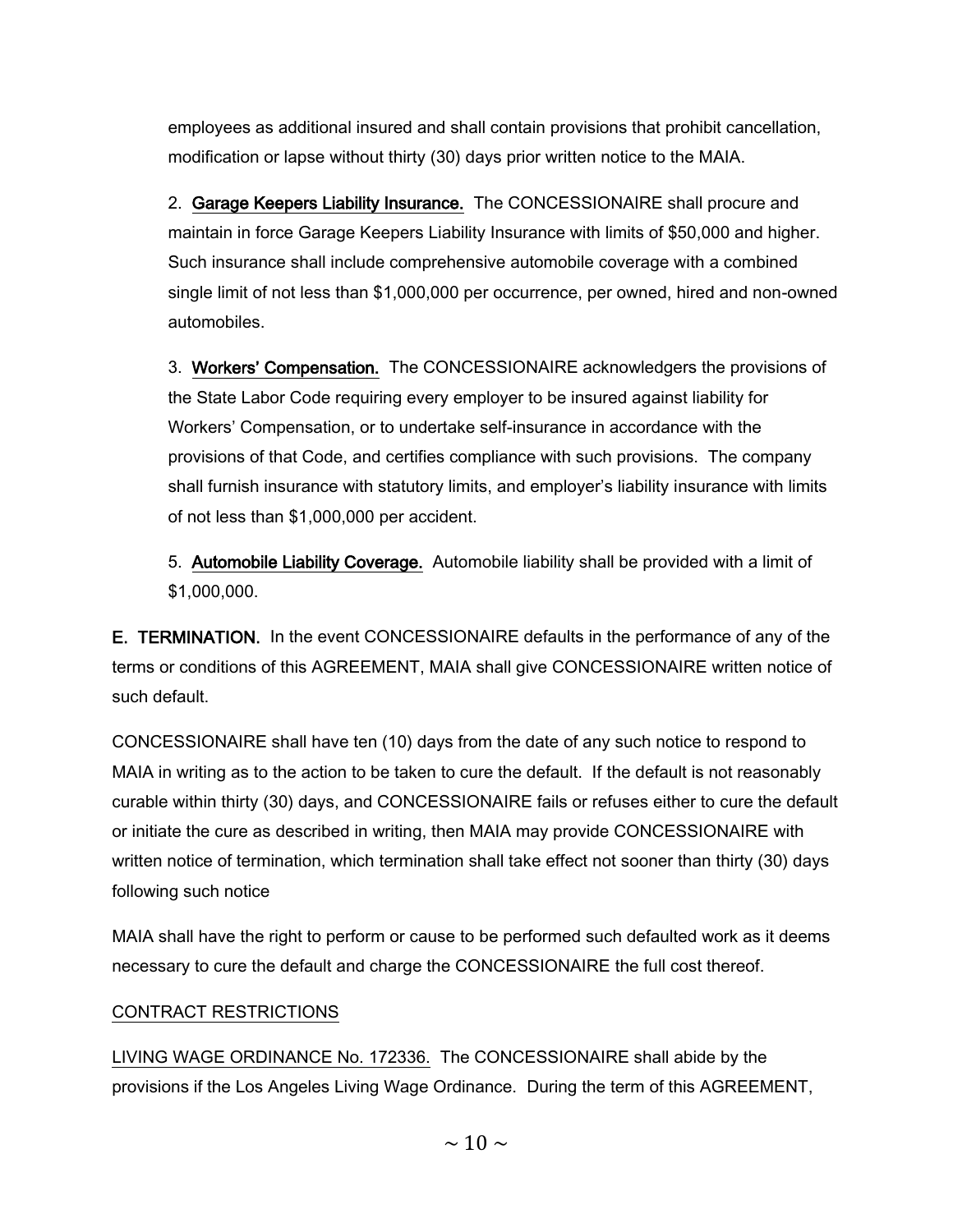employees as additional insured and shall contain provisions that prohibit cancellation, modification or lapse without thirty (30) days prior written notice to the MAIA.

2. **Garage Keepers Liability Insurance.** The CONCESSIONAIRE shall procure and maintain in force Garage Keepers Liability Insurance with limits of $50,000 and higher. Such insurance shall include comprehensive automobile coverage with a combined single limit of not less than $1,000,000 per occurrence, per owned, hired and non-owned automobiles.

3. **Workers' Compensation.** The CONCESSIONAIRE acknowledgers the provisions of the State Labor Code requiring every employer to be insured against liability for Workers' Compensation, or to undertake self-insurance in accordance with the provisions of that Code, and certifies compliance with such provisions. The company shall furnish insurance with statutory limits, and employer's liability insurance with limits of not less than $1,000,000 per accident.

5. **Automobile Liability Coverage.** Automobile liability shall be provided with a limit of $1,000,000.

**E. TERMINATION.** In the event CONCESSIONAIRE defaults in the performance of any of the terms or conditions of this AGREEMENT, MAIA shall give CONCESSIONAIRE written notice of such default.

CONCESSIONAIRE shall have ten (10) days from the date of any such notice to respond to MAIA in writing as to the action to be taken to cure the default. If the default is not reasonably curable within thirty (30) days, and CONCESSIONAIRE fails or refuses either to cure the default or initiate the cure as described in writing, then MAIA may provide CONCESSIONAIRE with written notice of termination, which termination shall take effect not sooner than thirty (30) days following such notice

MAIA shall have the right to perform or cause to be performed such defaulted work as it deems necessary to cure the default and charge the CONCESSIONAIRE the full cost thereof.

CONTRACT RESTRICTIONS

LIVING WAGE ORDINANCE No. 172336. The CONCESSIONAIRE shall abide by the provisions if the Los Angeles Living Wage Ordinance. During the term of this AGREEMENT,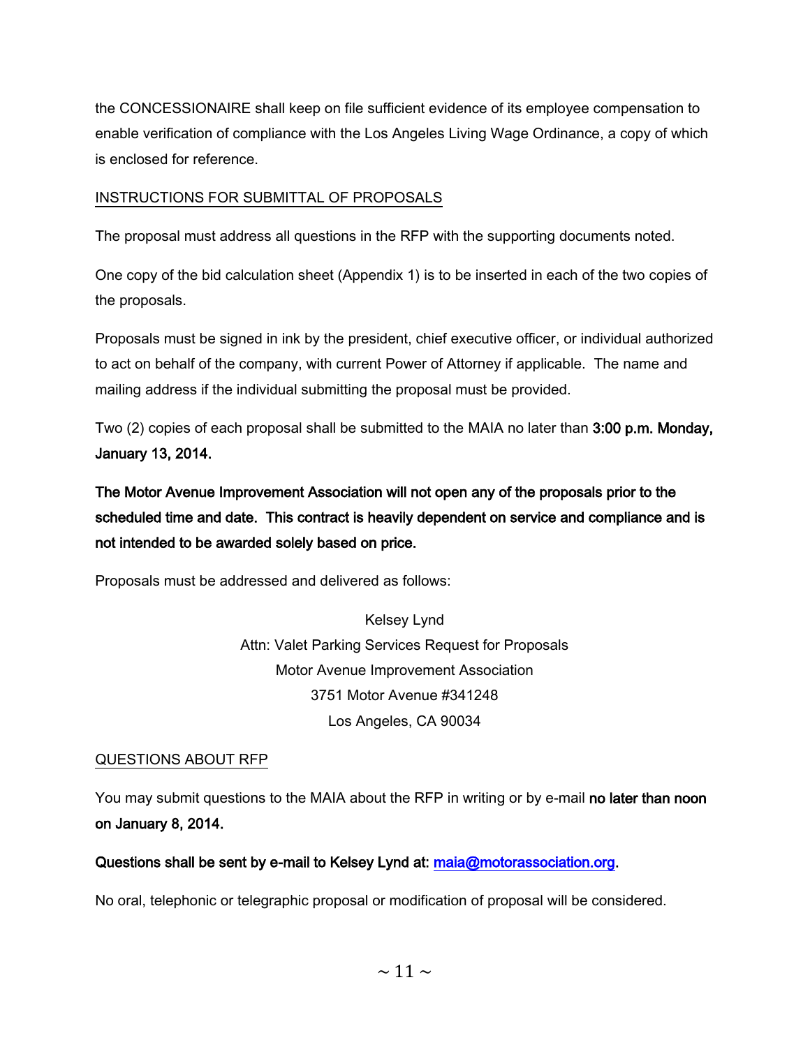the CONCESSIONAIRE shall keep on file sufficient evidence of its employee compensation to enable verification of compliance with the Los Angeles Living Wage Ordinance, a copy of which is enclosed for reference.

<u>INSTRUCTIONS FOR SUBMITTAL OF PROPOSALS</u>

The proposal must address all questions in the RFP with the supporting documents noted.

One copy of the bid calculation sheet (Appendix 1) is to be inserted in each of the two copies of the proposals.

Proposals must be signed in ink by the president, chief executive officer, or individual authorized to act on behalf of the company, with current Power of Attorney if applicable. The name and mailing address if the individual submitting the proposal must be provided.

Two (2) copies of each proposal shall be submitted to the MAIA no later than **3:00 p.m. Monday, January 13, 2014.**

**The Motor Avenue Improvement Association will not open any of the proposals prior to the scheduled time and date. This contract is heavily dependent on service and compliance and is not intended to be awarded solely based on price.**

Proposals must be addressed and delivered as follows:

Kelsey Lynd
Attn: Valet Parking Services Request for Proposals
Motor Avenue Improvement Association
3751 Motor Avenue #341248
Los Angeles, CA 90034

<u>QUESTIONS ABOUT RFP</u>

You may submit questions to the MAIA about the RFP in writing or by e-mail **no later than noon on January 8, 2014.**

**Questions shall be sent by e-mail to Kelsey Lynd at: maia@motorassociation.org.**

No oral, telephonic or telegraphic proposal or modification of proposal will be considered.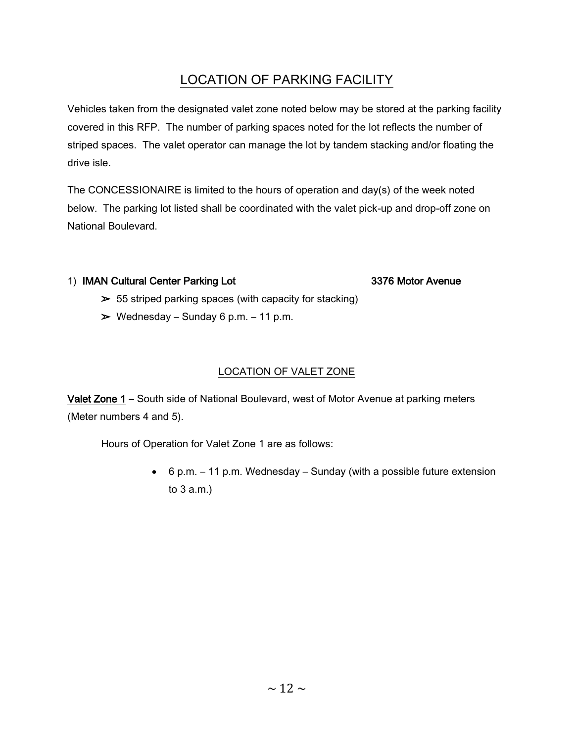## LOCATION OF PARKING FACILITY

Vehicles taken from the designated valet zone noted below may be stored at the parking facility covered in this RFP. The number of parking spaces noted for the lot reflects the number of striped spaces. The valet operator can manage the lot by tandem stacking and/or floating the drive isle.

The CONCESSIONAIRE is limited to the hours of operation and day(s) of the week noted below. The parking lot listed shall be coordinated with the valet pick-up and drop-off zone on National Boulevard.

1) **IMAN Cultural Center Parking Lot** **3376 Motor Avenue**

- ➢ 55 striped parking spaces (with capacity for stacking)
- ➢ Wednesday – Sunday 6 p.m. – 11 p.m.

### LOCATION OF VALET ZONE

**Valet Zone 1** – South side of National Boulevard, west of Motor Avenue at parking meters (Meter numbers 4 and 5).

Hours of Operation for Valet Zone 1 are as follows:

- 6 p.m. – 11 p.m. Wednesday – Sunday (with a possible future extension to 3 a.m.)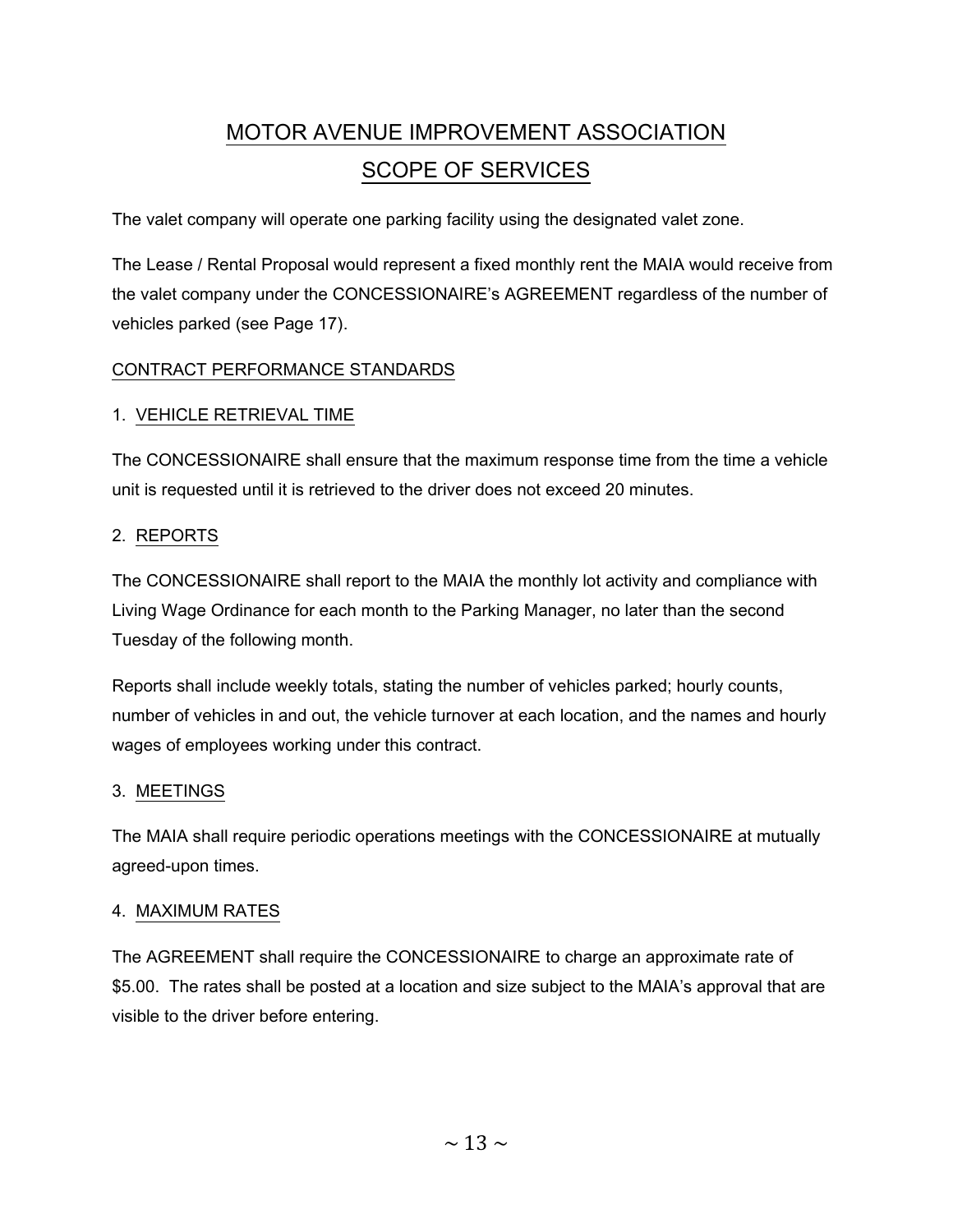# MOTOR AVENUE IMPROVEMENT ASSOCIATION

# SCOPE OF SERVICES

The valet company will operate one parking facility using the designated valet zone.

The Lease / Rental Proposal would represent a fixed monthly rent the MAIA would receive from the valet company under the CONCESSIONAIRE's AGREEMENT regardless of the number of vehicles parked (see Page 17).

## CONTRACT PERFORMANCE STANDARDS

### 1. VEHICLE RETRIEVAL TIME

The CONCESSIONAIRE shall ensure that the maximum response time from the time a vehicle unit is requested until it is retrieved to the driver does not exceed 20 minutes.

### 2. REPORTS

The CONCESSIONAIRE shall report to the MAIA the monthly lot activity and compliance with Living Wage Ordinance for each month to the Parking Manager, no later than the second Tuesday of the following month.

Reports shall include weekly totals, stating the number of vehicles parked; hourly counts, number of vehicles in and out, the vehicle turnover at each location, and the names and hourly wages of employees working under this contract.

### 3. MEETINGS

The MAIA shall require periodic operations meetings with the CONCESSIONAIRE at mutually agreed-upon times.

### 4. MAXIMUM RATES

The AGREEMENT shall require the CONCESSIONAIRE to charge an approximate rate of $5.00. The rates shall be posted at a location and size subject to the MAIA's approval that are visible to the driver before entering.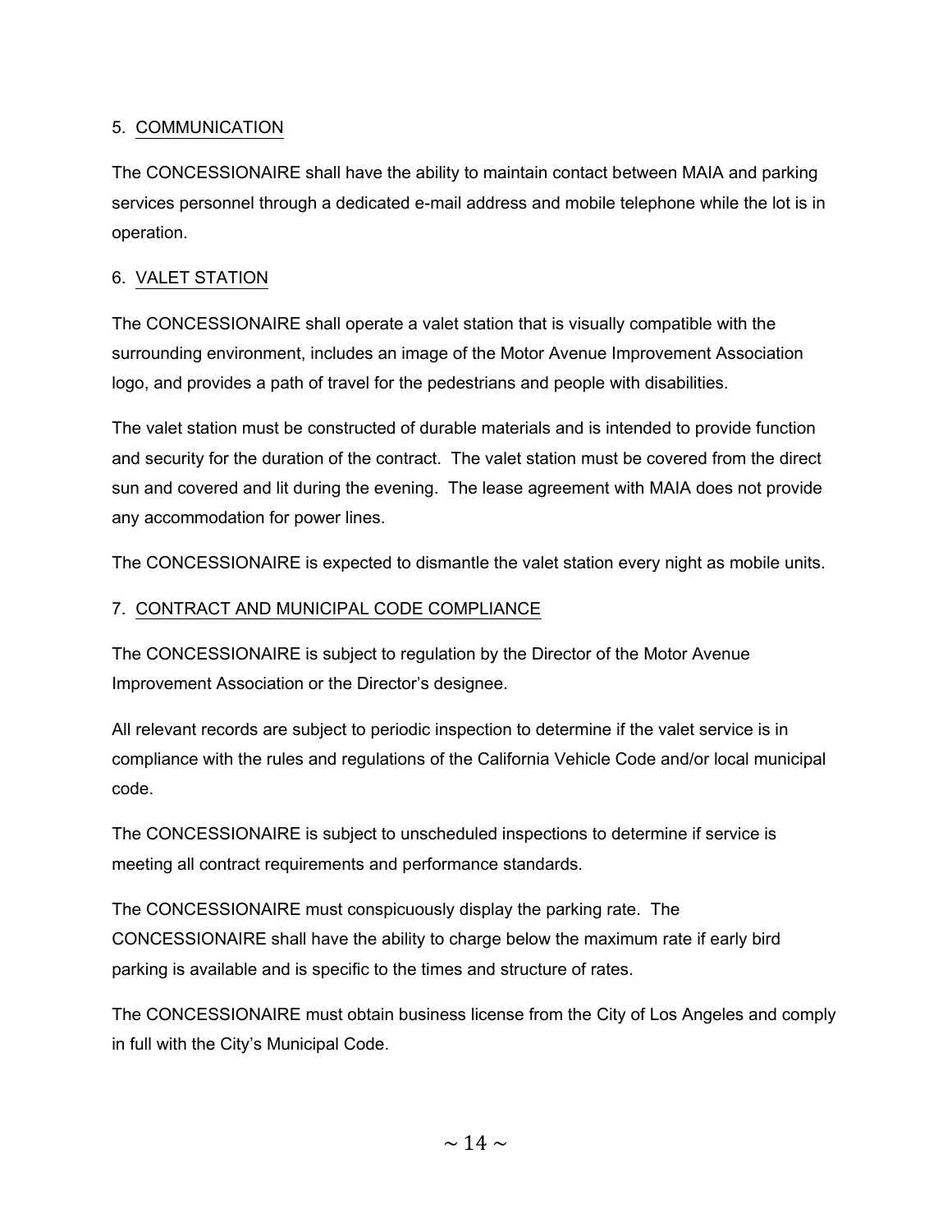5. COMMUNICATION

The CONCESSIONAIRE shall have the ability to maintain contact between MAIA and parking services personnel through a dedicated e-mail address and mobile telephone while the lot is in operation.

6. VALET STATION

The CONCESSIONAIRE shall operate a valet station that is visually compatible with the surrounding environment, includes an image of the Motor Avenue Improvement Association logo, and provides a path of travel for the pedestrians and people with disabilities.

The valet station must be constructed of durable materials and is intended to provide function and security for the duration of the contract. The valet station must be covered from the direct sun and covered and lit during the evening. The lease agreement with MAIA does not provide any accommodation for power lines.

The CONCESSIONAIRE is expected to dismantle the valet station every night as mobile units.

7. CONTRACT AND MUNICIPAL CODE COMPLIANCE

The CONCESSIONAIRE is subject to regulation by the Director of the Motor Avenue Improvement Association or the Director's designee.

All relevant records are subject to periodic inspection to determine if the valet service is in compliance with the rules and regulations of the California Vehicle Code and/or local municipal code.

The CONCESSIONAIRE is subject to unscheduled inspections to determine if service is meeting all contract requirements and performance standards.

The CONCESSIONAIRE must conspicuously display the parking rate. The CONCESSIONAIRE shall have the ability to charge below the maximum rate if early bird parking is available and is specific to the times and structure of rates.

The CONCESSIONAIRE must obtain business license from the City of Los Angeles and comply in full with the City's Municipal Code.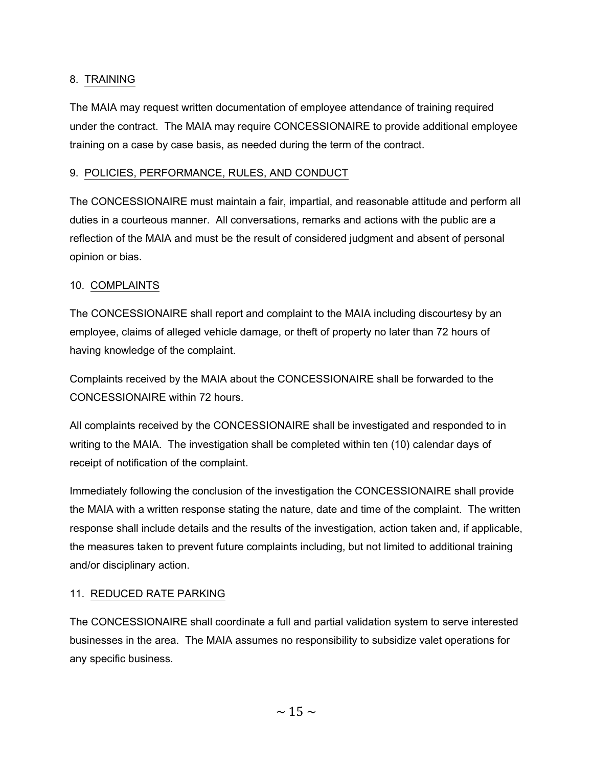## 8. TRAINING

The MAIA may request written documentation of employee attendance of training required under the contract. The MAIA may require CONCESSIONAIRE to provide additional employee training on a case by case basis, as needed during the term of the contract.

## 9. POLICIES, PERFORMANCE, RULES, AND CONDUCT

The CONCESSIONAIRE must maintain a fair, impartial, and reasonable attitude and perform all duties in a courteous manner. All conversations, remarks and actions with the public are a reflection of the MAIA and must be the result of considered judgment and absent of personal opinion or bias.

## 10. COMPLAINTS

The CONCESSIONAIRE shall report and complaint to the MAIA including discourtesy by an employee, claims of alleged vehicle damage, or theft of property no later than 72 hours of having knowledge of the complaint.

Complaints received by the MAIA about the CONCESSIONAIRE shall be forwarded to the CONCESSIONAIRE within 72 hours.

All complaints received by the CONCESSIONAIRE shall be investigated and responded to in writing to the MAIA. The investigation shall be completed within ten (10) calendar days of receipt of notification of the complaint.

Immediately following the conclusion of the investigation the CONCESSIONAIRE shall provide the MAIA with a written response stating the nature, date and time of the complaint. The written response shall include details and the results of the investigation, action taken and, if applicable, the measures taken to prevent future complaints including, but not limited to additional training and/or disciplinary action.

## 11. REDUCED RATE PARKING

The CONCESSIONAIRE shall coordinate a full and partial validation system to serve interested businesses in the area. The MAIA assumes no responsibility to subsidize valet operations for any specific business.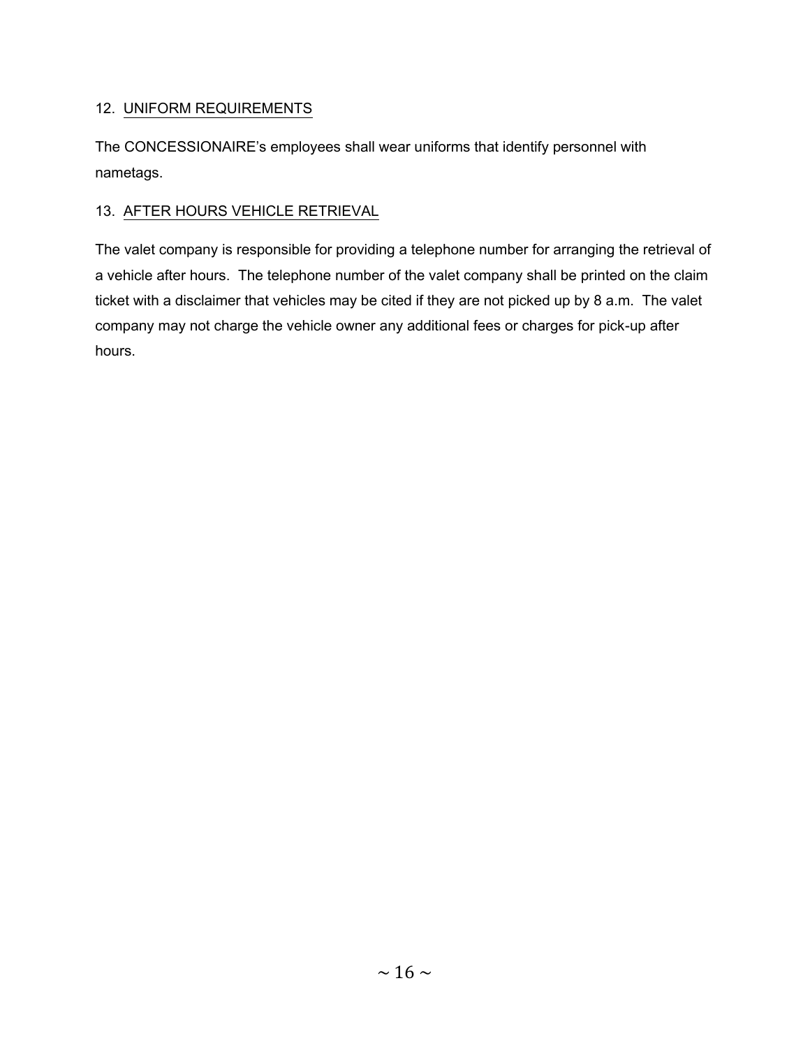12. UNIFORM REQUIREMENTS

The CONCESSIONAIRE's employees shall wear uniforms that identify personnel with nametags.

13. AFTER HOURS VEHICLE RETRIEVAL

The valet company is responsible for providing a telephone number for arranging the retrieval of a vehicle after hours. The telephone number of the valet company shall be printed on the claim ticket with a disclaimer that vehicles may be cited if they are not picked up by 8 a.m. The valet company may not charge the vehicle owner any additional fees or charges for pick-up after hours.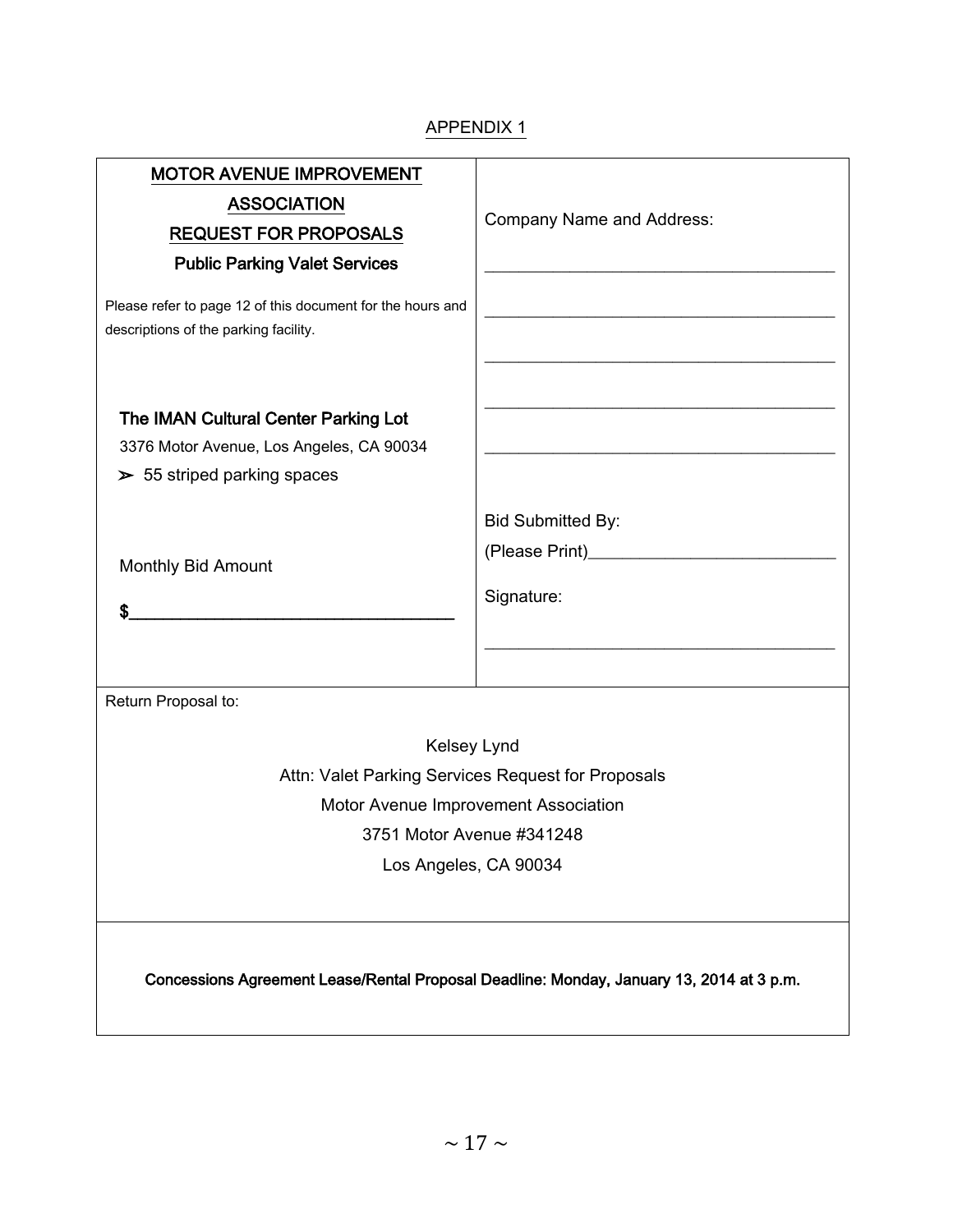APPENDIX 1

**MOTOR AVENUE IMPROVEMENT ASSOCIATION**
**REQUEST FOR PROPOSALS**
**Public Parking Valet Services**

Please refer to page 12 of this document for the hours and descriptions of the parking facility.

**The IMAN Cultural Center Parking Lot**
3376 Motor Avenue, Los Angeles, CA 90034
- 55 striped parking spaces

Monthly Bid Amount

**$___________________________________**

Company Name and Address:

______________________________________

______________________________________

______________________________________

______________________________________

______________________________________

Bid Submitted By:
(Please Print)__________________________

Signature:

______________________________________

Return Proposal to:

Kelsey Lynd
Attn: Valet Parking Services Request for Proposals
Motor Avenue Improvement Association
3751 Motor Avenue #341248
Los Angeles, CA 90034

**Concessions Agreement Lease/Rental Proposal Deadline: Monday, January 13, 2014 at 3 p.m.**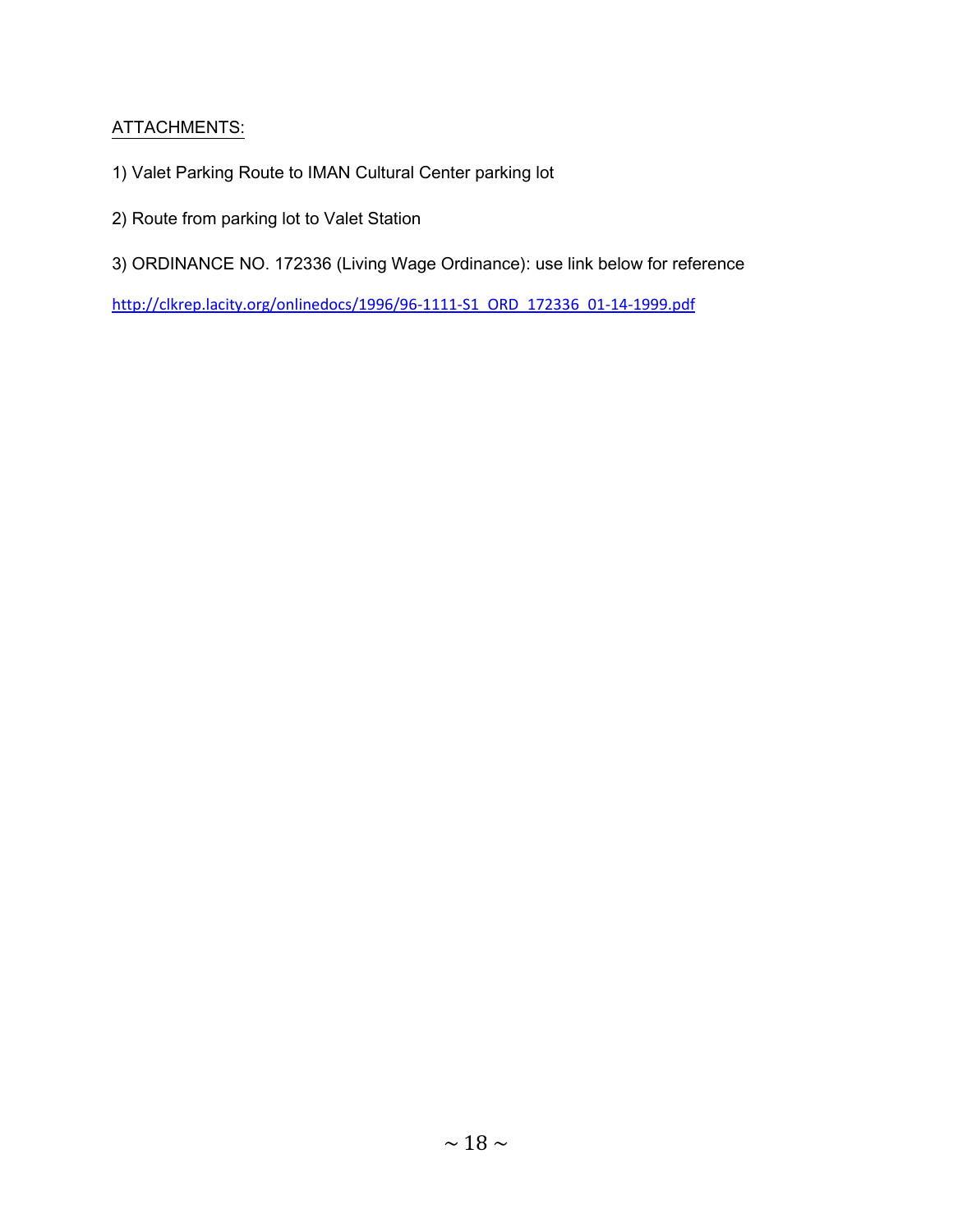ATTACHMENTS:

1) Valet Parking Route to IMAN Cultural Center parking lot

2) Route from parking lot to Valet Station

3) ORDINANCE NO. 172336 (Living Wage Ordinance): use link below for reference

http://clkrep.lacity.org/onlinedocs/1996/96-1111-S1_ORD_172336_01-14-1999.pdf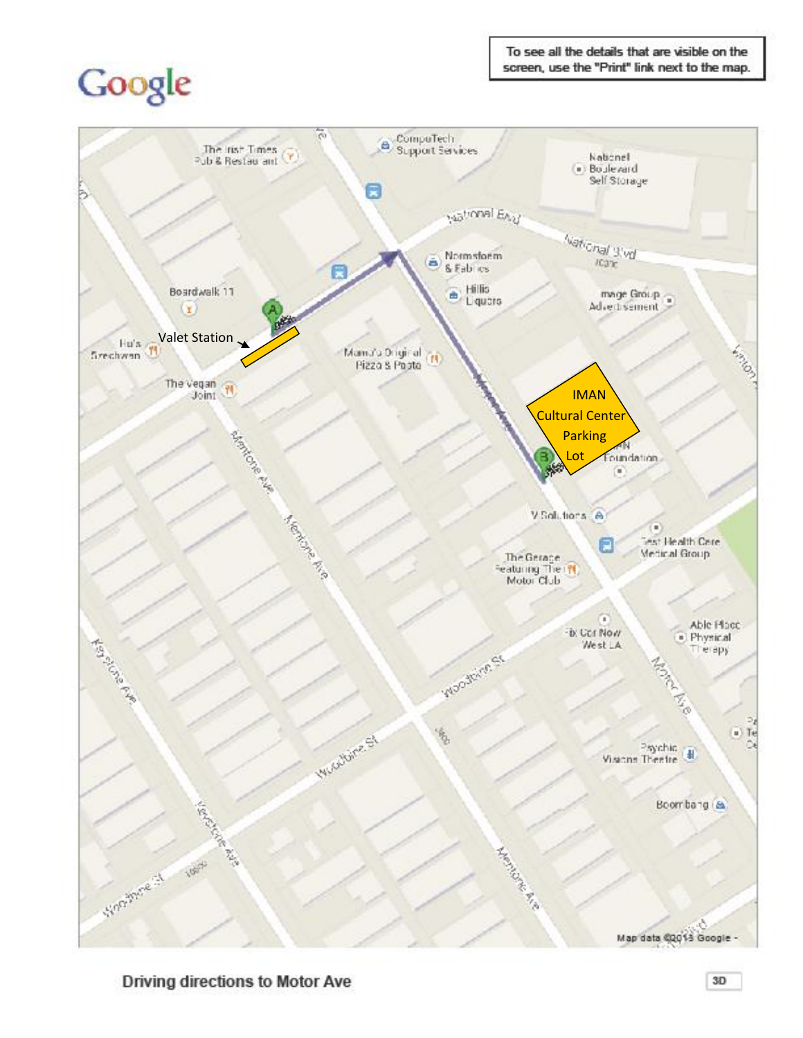Google

To see all the details that are visible on the screen, use the "Print" link next to the map.

Valet Station

IMAN Cultural Center Parking Lot

Driving directions to Motor Ave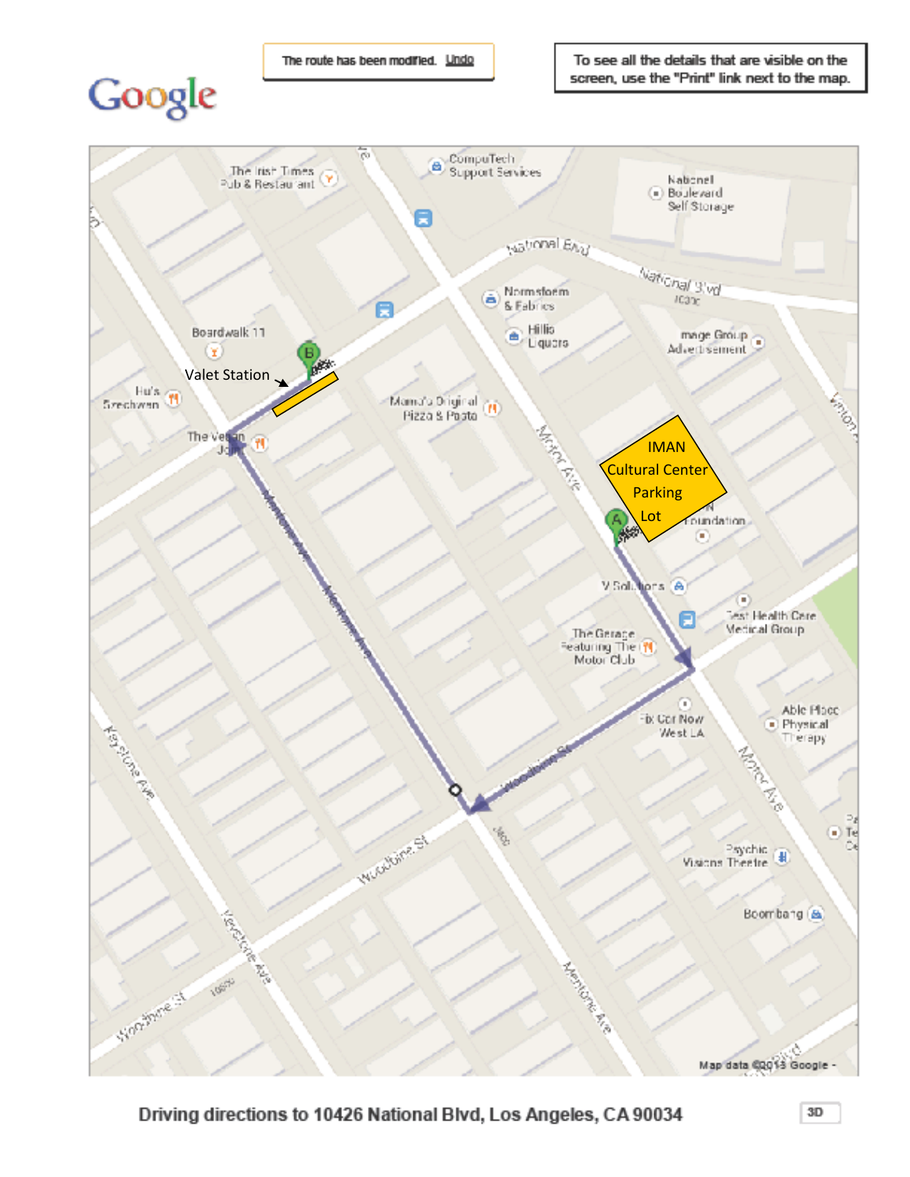Google

The route has been modified. Undo

To see all the details that are visible on the screen, use the "Print" link next to the map.

Valet Station

IMAN Cultural Center Parking Lot

Driving directions to 10426 National Blvd, Los Angeles, CA 90034